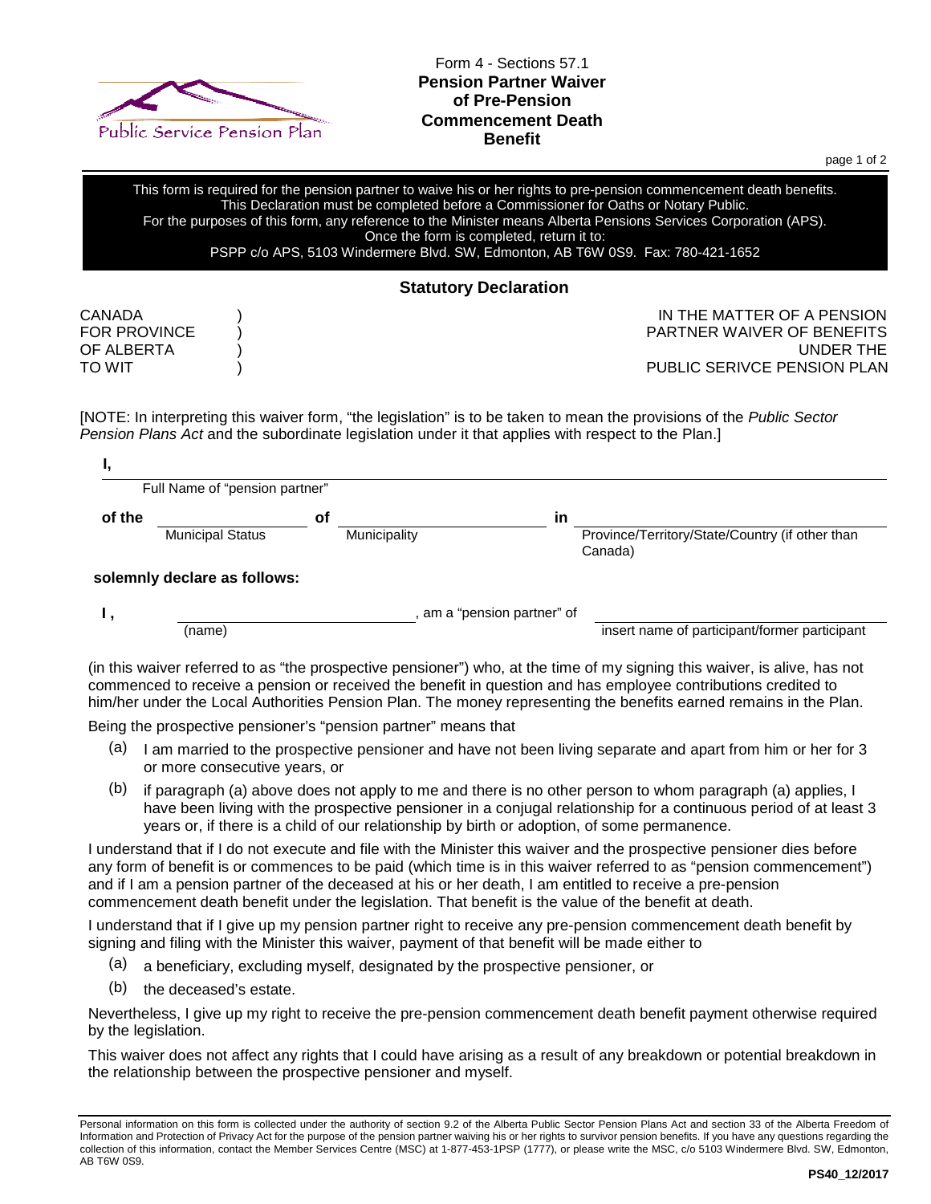Public Service Pension Plan

Form 4 - Sections 57.1

# Pension Partner Waiver of Pre-Pension Commencement Death Benefit

This form is required for the pension partner to waive his or her rights to pre-pension commencement death benefits.
This Declaration must be completed before a Commissioner for Oaths or Notary Public.
For the purposes of this form, any reference to the Minister means Alberta Pensions Services Corporation (APS).
Once the form is completed, return it to:
PSPP c/o APS, 5103 Windermere Blvd. SW, Edmonton, AB T6W 0S9. Fax: 780-421-1652

## Statutory Declaration

| | |
|---|---|
| CANADA )<br>FOR PROVINCE )<br>OF ALBERTA )<br>TO WIT ) | IN THE MATTER OF A PENSION<br>PARTNER WAIVER OF BENEFITS<br>UNDER THE<br>PUBLIC SERIVCE PENSION PLAN |

[NOTE: In interpreting this waiver form, "the legislation" is to be taken to mean the provisions of the *Public Sector Pension Plans Act* and the subordinate legislation under it that applies with respect to the Plan.]

**I,** ______________________________
Full Name of "pension partner"

**of the** ____________ **of** ____________ **in** ____________
Municipal Status — Municipality — Province/Territory/State/Country (if other than Canada)

**solemnly declare as follows:**

**I ,** ____________ , am a "pension partner" of ____________
(name) — insert name of participant/former participant

(in this waiver referred to as "the prospective pensioner") who, at the time of my signing this waiver, is alive, has not commenced to receive a pension or received the benefit in question and has employee contributions credited to him/her under the Local Authorities Pension Plan. The money representing the benefits earned remains in the Plan.

Being the prospective pensioner's "pension partner" means that

(a) I am married to the prospective pensioner and have not been living separate and apart from him or her for 3 or more consecutive years, or

(b) if paragraph (a) above does not apply to me and there is no other person to whom paragraph (a) applies, I have been living with the prospective pensioner in a conjugal relationship for a continuous period of at least 3 years or, if there is a child of our relationship by birth or adoption, of some permanence.

I understand that if I do not execute and file with the Minister this waiver and the prospective pensioner dies before any form of benefit is or commences to be paid (which time is in this waiver referred to as "pension commencement") and if I am a pension partner of the deceased at his or her death, I am entitled to receive a pre-pension commencement death benefit under the legislation. That benefit is the value of the benefit at death.

I understand that if I give up my pension partner right to receive any pre-pension commencement death benefit by signing and filing with the Minister this waiver, payment of that benefit will be made either to

(a) a beneficiary, excluding myself, designated by the prospective pensioner, or

(b) the deceased's estate.

Nevertheless, I give up my right to receive the pre-pension commencement death benefit payment otherwise required by the legislation.

This waiver does not affect any rights that I could have arising as a result of any breakdown or potential breakdown in the relationship between the prospective pensioner and myself.

Personal information on this form is collected under the authority of section 9.2 of the Alberta Public Sector Pension Plans Act and section 33 of the Alberta Freedom of Information and Protection of Privacy Act for the purpose of the pension partner waiving his or her rights to survivor pension benefits. If you have any questions regarding the collection of this information, contact the Member Services Centre (MSC) at 1-877-453-1PSP (1777), or please write the MSC, c/o 5103 Windermere Blvd. SW, Edmonton, AB T6W 0S9.

**PS40_12/2017**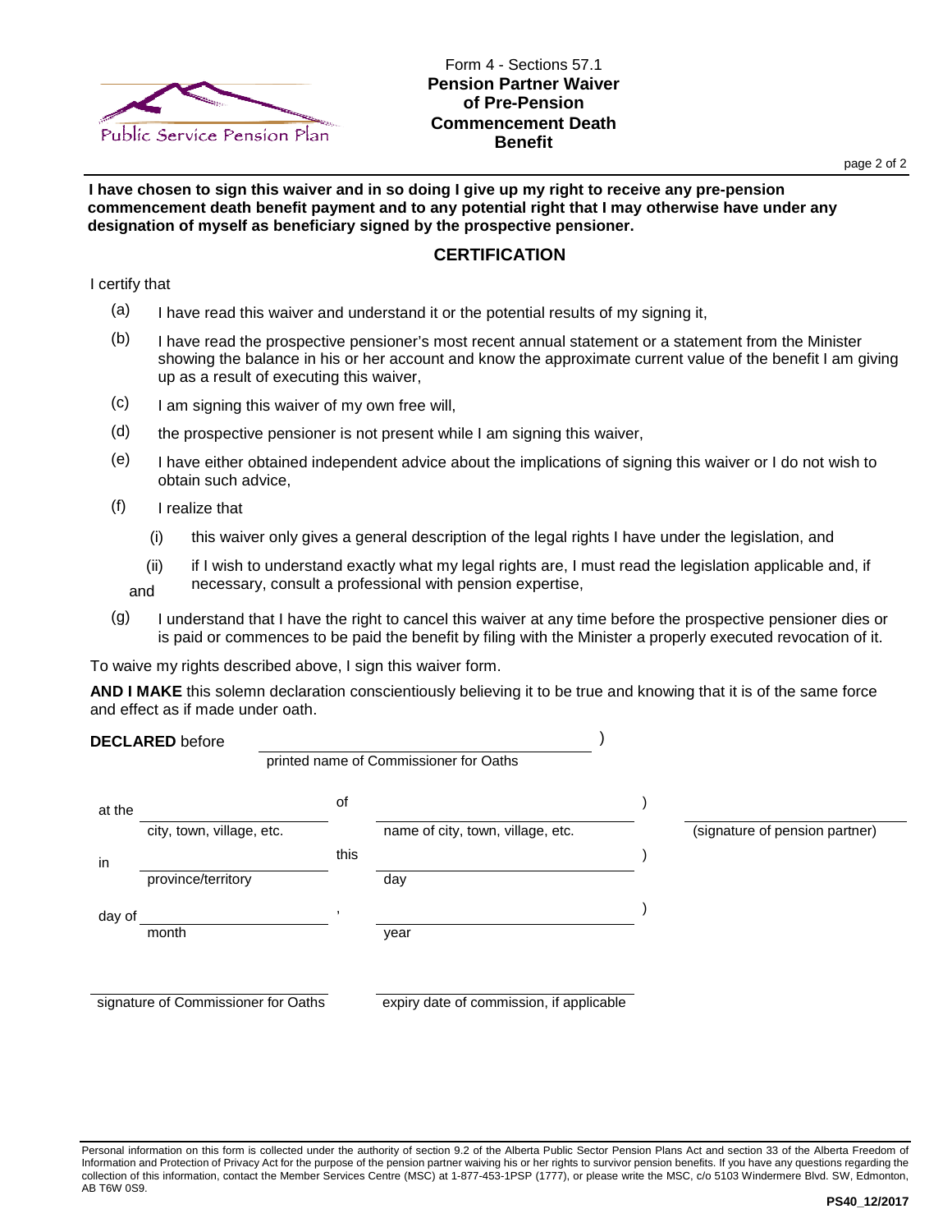Public Service Pension Plan

Form 4 - Sections 57.1
**Pension Partner Waiver of Pre-Pension Commencement Death Benefit**

**I have chosen to sign this waiver and in so doing I give up my right to receive any pre-pension commencement death benefit payment and to any potential right that I may otherwise have under any designation of myself as beneficiary signed by the prospective pensioner.**

## CERTIFICATION

I certify that

(a) I have read this waiver and understand it or the potential results of my signing it,

(b) I have read the prospective pensioner's most recent annual statement or a statement from the Minister showing the balance in his or her account and know the approximate current value of the benefit I am giving up as a result of executing this waiver,

(c) I am signing this waiver of my own free will,

(d) the prospective pensioner is not present while I am signing this waiver,

(e) I have either obtained independent advice about the implications of signing this waiver or I do not wish to obtain such advice,

(f) I realize that

(i) this waiver only gives a general description of the legal rights I have under the legislation, and

(ii) if I wish to understand exactly what my legal rights are, I must read the legislation applicable and, if necessary, consult a professional with pension expertise,

and

(g) I understand that I have the right to cancel this waiver at any time before the prospective pensioner dies or is paid or commences to be paid the benefit by filing with the Minister a properly executed revocation of it.

To waive my rights described above, I sign this waiver form.

**AND I MAKE** this solemn declaration conscientiously believing it to be true and knowing that it is of the same force and effect as if made under oath.

**DECLARED** before ______________________________ )
printed name of Commissioner for Oaths

at the ______________________ of ______________________________ )
city, town, village, etc. — name of city, town, village, etc.

in ______________________ this ______________________________ )
province/territory — day

day of ______________________ , ______________________________ )
month — year

______________________________
(signature of pension partner)

______________________________ ______________________________
signature of Commissioner for Oaths — expiry date of commission, if applicable

Personal information on this form is collected under the authority of section 9.2 of the Alberta Public Sector Pension Plans Act and section 33 of the Alberta Freedom of Information and Protection of Privacy Act for the purpose of the pension partner waiving his or her rights to survivor pension benefits. If you have any questions regarding the collection of this information, contact the Member Services Centre (MSC) at 1-877-453-1PSP (1777), or please write the MSC, c/o 5103 Windermere Blvd. SW, Edmonton, AB T6W 0S9.

**PS40_12/2017**